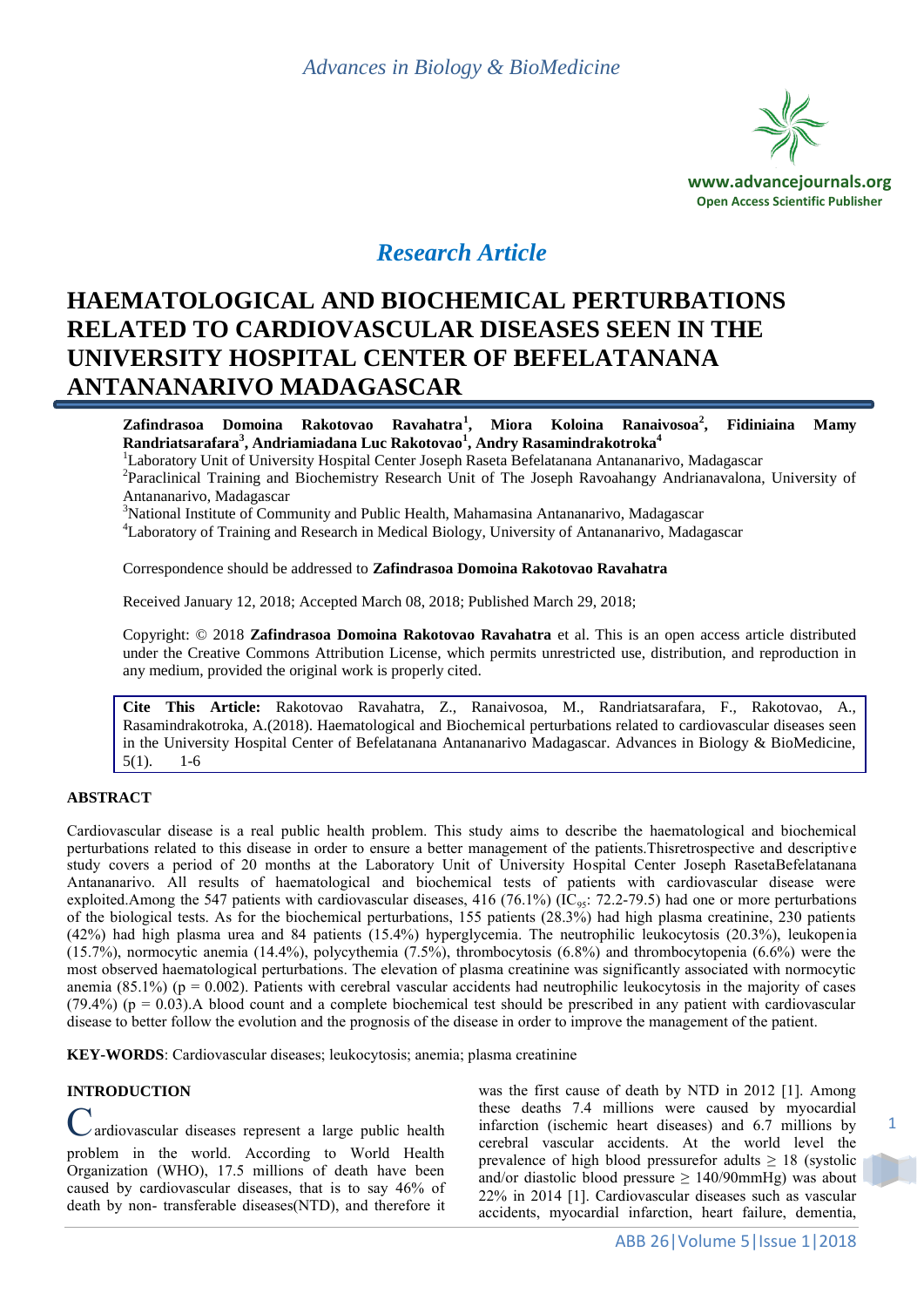*Research Article*

# HAEMATOLOGICAL AND BIOCHEMICAL PERTURBATIONS RELATED TO CARDIOVASCULAR DISEASES SEEN IN THE UNIVERSITY HOSPITAL CENTER OF BEFELATANANA ANTANANARIVO MADAGASCAR

**Zafindrasoa Domoina Rakotovao Ravahatra[1], Miora Koloina Ranaivosoa[2], Fidiniaina Mamy Randriatsarafara[3], Andriamiadana Luc Rakotovao[1], Andry Rasamindrakotroka[4]**

[1]Laboratory Unit of University Hospital Center Joseph Raseta Befelatanana Antananarivo, Madagascar

[2]Paraclinical Training and Biochemistry Research Unit of The Joseph Ravoahangy Andrianavalona, University of Antananarivo, Madagascar

[3]National Institute of Community and Public Health, Mahamasina Antananarivo, Madagascar

[4]Laboratory of Training and Research in Medical Biology, University of Antananarivo, Madagascar

Correspondence should be addressed to **Zafindrasoa Domoina Rakotovao Ravahatra**

Received January 12, 2018; Accepted March 08, 2018; Published March 29, 2018;

Copyright: © 2018 **Zafindrasoa Domoina Rakotovao Ravahatra** et al. This is an open access article distributed under the Creative Commons Attribution License, which permits unrestricted use, distribution, and reproduction in any medium, provided the original work is properly cited.

**Cite This Article:** Rakotovao Ravahatra, Z., Ranaivosoa, M., Randriatsarafara, F., Rakotovao, A., Rasamindrakotroka, A.(2018). Haematological and Biochemical perturbations related to cardiovascular diseases seen in the University Hospital Center of Befelatanana Antananarivo Madagascar. Advances in Biology & BioMedicine, 5(1). 1-6

## ABSTRACT

Cardiovascular disease is a real public health problem. This study aims to describe the haematological and biochemical perturbations related to this disease in order to ensure a better management of the patients.Thisretrospective and descriptive study covers a period of 20 months at the Laboratory Unit of University Hospital Center Joseph RasetaBefelatanana Antananarivo. All results of haematological and biochemical tests of patients with cardiovascular disease were exploited.Among the 547 patients with cardiovascular diseases, 416 (76.1%) ($IC_{95}$: 72.2-79.5) had one or more perturbations of the biological tests. As for the biochemical perturbations, 155 patients (28.3%) had high plasma creatinine, 230 patients (42%) had high plasma urea and 84 patients (15.4%) hyperglycemia. The neutrophilic leukocytosis (20.3%), leukopenia (15.7%), normocytic anemia (14.4%), polycythemia (7.5%), thrombocytosis (6.8%) and thrombocytopenia (6.6%) were the most observed haematological perturbations. The elevation of plasma creatinine was significantly associated with normocytic anemia (85.1%) ($p = 0.002$). Patients with cerebral vascular accidents had neutrophilic leukocytosis in the majority of cases (79.4%) ($p = 0.03$).A blood count and a complete biochemical test should be prescribed in any patient with cardiovascular disease to better follow the evolution and the prognosis of the disease in order to improve the management of the patient.

**KEY-WORDS**: Cardiovascular diseases; leukocytosis; anemia; plasma creatinine

## INTRODUCTION

Cardiovascular diseases represent a large public health problem in the world. According to World Health Organization (WHO), 17.5 millions of death have been caused by cardiovascular diseases, that is to say 46% of death by non- transferable diseases(NTD), and therefore it was the first cause of death by NTD in 2012 [1]. Among these deaths 7.4 millions were caused by myocardial infarction (ischemic heart diseases) and 6.7 millions by cerebral vascular accidents. At the world level the prevalence of high blood pressurefor adults ≥ 18 (systolic and/or diastolic blood pressure ≥ 140/90mmHg) was about 22% in 2014 [1]. Cardiovascular diseases such as vascular accidents, myocardial infarction, heart failure, dementia,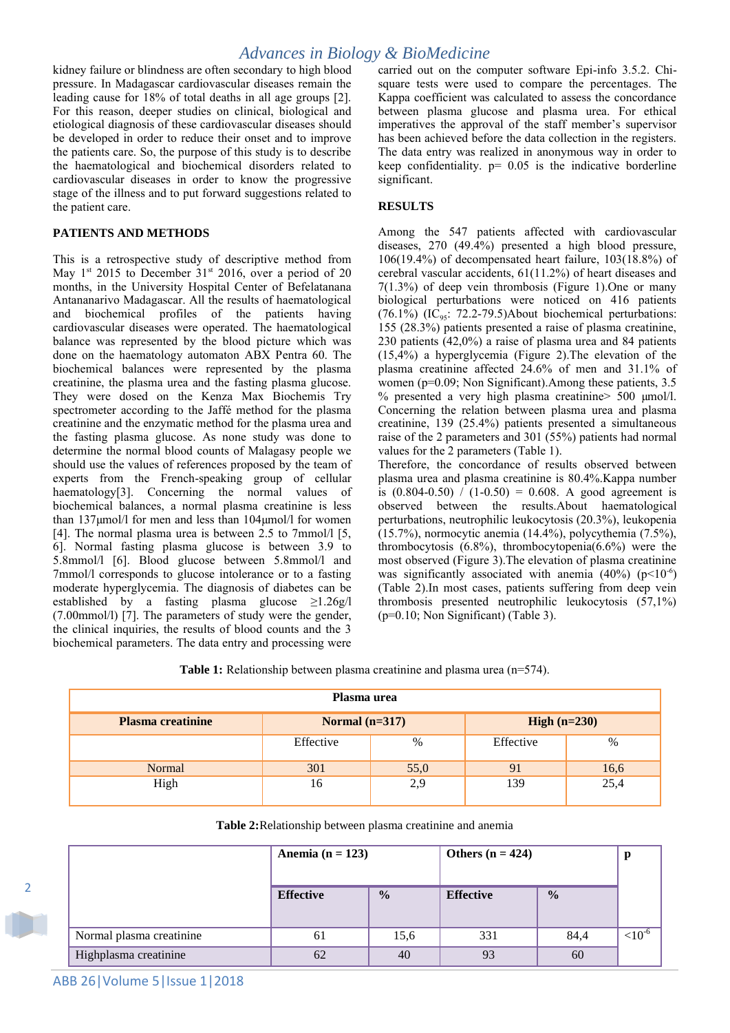kidney failure or blindness are often secondary to high blood pressure. In Madagascar cardiovascular diseases remain the leading cause for 18% of total deaths in all age groups [2]. For this reason, deeper studies on clinical, biological and etiological diagnosis of these cardiovascular diseases should be developed in order to reduce their onset and to improve the patients care. So, the purpose of this study is to describe the haematological and biochemical disorders related to cardiovascular diseases in order to know the progressive stage of the illness and to put forward suggestions related to the patient care.

## PATIENTS AND METHODS

This is a retrospective study of descriptive method from May 1st 2015 to December 31st 2016, over a period of 20 months, in the University Hospital Center of Befelatanana Antananarivo Madagascar. All the results of haematological and biochemical profiles of the patients having cardiovascular diseases were operated. The haematological balance was represented by the blood picture which was done on the haematology automaton ABX Pentra 60. The biochemical balances were represented by the plasma creatinine, the plasma urea and the fasting plasma glucose. They were dosed on the Kenza Max Biochemis Try spectrometer according to the Jaffé method for the plasma creatinine and the enzymatic method for the plasma urea and the fasting plasma glucose. As none study was done to determine the normal blood counts of Malagasy people we should use the values of references proposed by the team of experts from the French-speaking group of cellular haematology[3]. Concerning the normal values of biochemical balances, a normal plasma creatinine is less than 137µmol/l for men and less than 104µmol/l for women [4]. The normal plasma urea is between 2.5 to 7mmol/l [5, 6]. Normal fasting plasma glucose is between 3.9 to 5.8mmol/l [6]. Blood glucose between 5.8mmol/l and 7mmol/l corresponds to glucose intolerance or to a fasting moderate hyperglycemia. The diagnosis of diabetes can be established by a fasting plasma glucose ≥1.26g/l (7.00mmol/l) [7]. The parameters of study were the gender, the clinical inquiries, the results of blood counts and the 3 biochemical parameters. The data entry and processing were carried out on the computer software Epi-info 3.5.2. Chi-square tests were used to compare the percentages. The Kappa coefficient was calculated to assess the concordance between plasma glucose and plasma urea. For ethical imperatives the approval of the staff member's supervisor has been achieved before the data collection in the registers. The data entry was realized in anonymous way in order to keep confidentiality. p= 0.05 is the indicative borderline significant.

## RESULTS

Among the 547 patients affected with cardiovascular diseases, 270 (49.4%) presented a high blood pressure, 106(19.4%) of decompensated heart failure, 103(18.8%) of cerebral vascular accidents, 61(11.2%) of heart diseases and 7(1.3%) of deep vein thrombosis (Figure 1).One or many biological perturbations were noticed on 416 patients (76.1%) ($IC_{95}$: 72.2-79.5)About biochemical perturbations: 155 (28.3%) patients presented a raise of plasma creatinine, 230 patients (42,0%) a raise of plasma urea and 84 patients (15,4%) a hyperglycemia (Figure 2).The elevation of the plasma creatinine affected 24.6% of men and 31.1% of women (p=0.09; Non Significant).Among these patients, 3.5 % presented a very high plasma creatinine> 500 µmol/l. Concerning the relation between plasma urea and plasma creatinine, 139 (25.4%) patients presented a simultaneous raise of the 2 parameters and 301 (55%) patients had normal values for the 2 parameters (Table 1).

Therefore, the concordance of results observed between plasma urea and plasma creatinine is 80.4%.Kappa number is (0.804-0.50) / (1-0.50) = 0.608. A good agreement is observed between the results.About haematological perturbations, neutrophilic leukocytosis (20.3%), leukopenia (15.7%), normocytic anemia (14.4%), polycythemia (7.5%), thrombocytosis (6.8%), thrombocytopenia(6.6%) were the most observed (Figure 3).The elevation of plasma creatinine was significantly associated with anemia (40%) ($p<10^{-6}$) (Table 2).In most cases, patients suffering from deep vein thrombosis presented neutrophilic leukocytosis (57,1%) (p=0.10; Non Significant) (Table 3).

**Table 1:** Relationship between plasma creatinine and plasma urea (n=574).

| | Plasma urea | | | |
|---|---|---|---|---|
| **Plasma creatinine** | **Normal (n=317)** | | **High (n=230)** | |
| | Effective | % | Effective | % |
| Normal | 301 | 55,0 | 91 | 16,6 |
| High | 16 | 2,9 | 139 | 25,4 |

**Table 2:** Relationship between plasma creatinine and anemia

| | **Anemia (n = 123)** | | **Others (n = 424)** | | **p** |
|---|---|---|---|---|---|
| | **Effective** | **%** | **Effective** | **%** | |
| Normal plasma creatinine | 61 | 15,6 | 331 | 84,4 | $<10^{-6}$ |
| Highplasma creatinine | 62 | 40 | 93 | 60 | |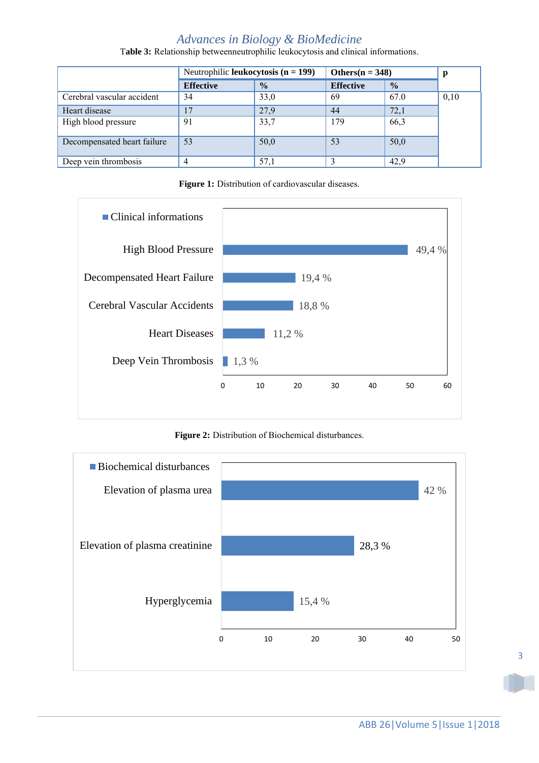**Table 3:** Relationship betweenneutrophilic leukocytosis and clinical informations.

| | Neutrophilic **leukocytosis (n = 199)** | | **Others(n = 348)** | | **p** |
|---|---|---|---|---|---|
| | **Effective** | **%** | **Effective** | **%** | |
| Cerebral vascular accident | 34 | 33,0 | 69 | 67.0 | 0,10 |
| Heart disease | 17 | 27,9 | 44 | 72,1 | |
| High blood pressure | 91 | 33,7 | 179 | 66,3 | |
| Decompensated heart failure | 53 | 50,0 | 53 | 50,0 | |
| Deep vein thrombosis | 4 | 57,1 | 3 | 42,9 | |

**Figure 1:** Distribution of cardiovascular diseases.

| Clinical informations | % |
|---|---|
| High Blood Pressure | 49,4 % |
| Decompensated Heart Failure | 19,4 % |
| Cerebral Vascular Accidents | 18,8 % |
| Heart Diseases | 11,2 % |
| Deep Vein Thrombosis | 1,3 % |

**Figure 2:** Distribution of Biochemical disturbances.

| Biochemical disturbances | % |
|---|---|
| Elevation of plasma urea | 42 % |
| Elevation of plasma creatinine | 28,3 % |
| Hyperglycemia | 15,4 % |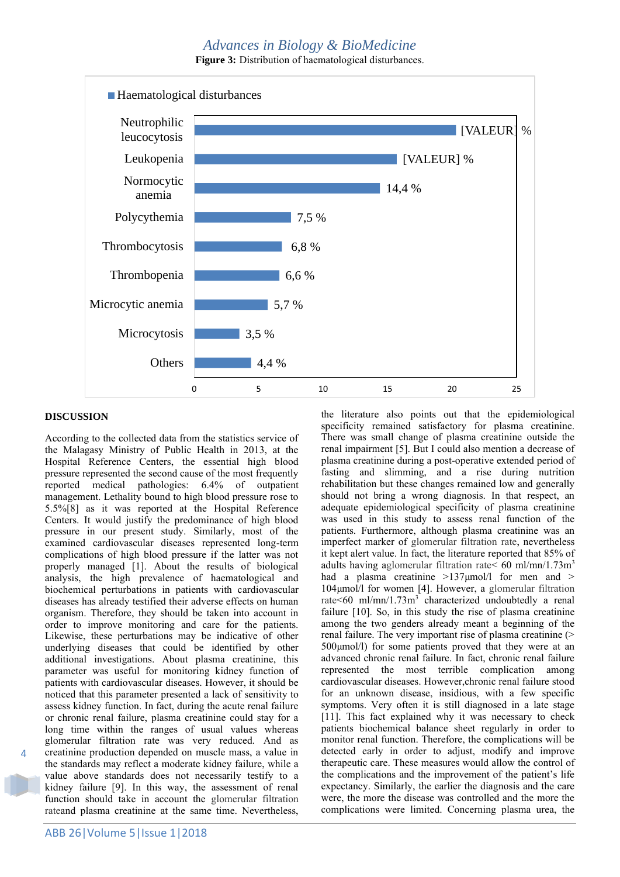**Figure 3:** Distribution of haematological disturbances.

| Haematological disturbances | % |
|---|---|
| Neutrophilic leucocytosis | [VALEUR] % |
| Leukopenia | [VALEUR] % |
| Normocytic anemia | 14,4 % |
| Polycythemia | 7,5 % |
| Thrombocytosis | 6,8 % |
| Thrombopenia | 6,6 % |
| Microcytic anemia | 5,7 % |
| Microcytosis | 3,5 % |
| Others | 4,4 % |

## DISCUSSION

According to the collected data from the statistics service of the Malagasy Ministry of Public Health in 2013, at the Hospital Reference Centers, the essential high blood pressure represented the second cause of the most frequently reported medical pathologies: 6.4% of outpatient management. Lethality bound to high blood pressure rose to 5.5%[8] as it was reported at the Hospital Reference Centers. It would justify the predominance of high blood pressure in our present study. Similarly, most of the examined cardiovascular diseases represented long-term complications of high blood pressure if the latter was not properly managed [1]. About the results of biological analysis, the high prevalence of haematological and biochemical perturbations in patients with cardiovascular diseases has already testified their adverse effects on human organism. Therefore, they should be taken into account in order to improve monitoring and care for the patients. Likewise, these perturbations may be indicative of other underlying diseases that could be identified by other additional investigations. About plasma creatinine, this parameter was useful for monitoring kidney function of patients with cardiovascular diseases. However, it should be noticed that this parameter presented a lack of sensitivity to assess kidney function. In fact, during the acute renal failure or chronic renal failure, plasma creatinine could stay for a long time within the ranges of usual values whereas glomerular filtration rate was very reduced. And as creatinine production depended on muscle mass, a value in the standards may reflect a moderate kidney failure, while a value above standards does not necessarily testify to a kidney failure [9]. In this way, the assessment of renal function should take in account the glomerular filtration rateand plasma creatinine at the same time. Nevertheless, the literature also points out that the epidemiological specificity remained satisfactory for plasma creatinine. There was small change of plasma creatinine outside the renal impairment [5]. But I could also mention a decrease of plasma creatinine during a post-operative extended period of fasting and slimming, and a rise during nutrition rehabilitation but these changes remained low and generally should not bring a wrong diagnosis. In that respect, an adequate epidemiological specificity of plasma creatinine was used in this study to assess renal function of the patients. Furthermore, although plasma creatinine was an imperfect marker of glomerular filtration rate, nevertheless it kept alert value. In fact, the literature reported that 85% of adults having aglomerular filtration rate< 60 ml/mn/1.73m$^3$ had a plasma creatinine >137µmol/l for men and > 104µmol/l for women [4]. However, a glomerular filtration rate<60 ml/mn/1.73m$^3$ characterized undoubtedly a renal failure [10]. So, in this study the rise of plasma creatinine among the two genders already meant a beginning of the renal failure. The very important rise of plasma creatinine (> 500µmol/l) for some patients proved that they were at an advanced chronic renal failure. In fact, chronic renal failure represented the most terrible complication among cardiovascular diseases. However,chronic renal failure stood for an unknown disease, insidious, with a few specific symptoms. Very often it is still diagnosed in a late stage [11]. This fact explained why it was necessary to check patients biochemical balance sheet regularly in order to monitor renal function. Therefore, the complications will be detected early in order to adjust, modify and improve therapeutic care. These measures would allow the control of the complications and the improvement of the patient's life expectancy. Similarly, the earlier the diagnosis and the care were, the more the disease was controlled and the more the complications were limited. Concerning plasma urea, the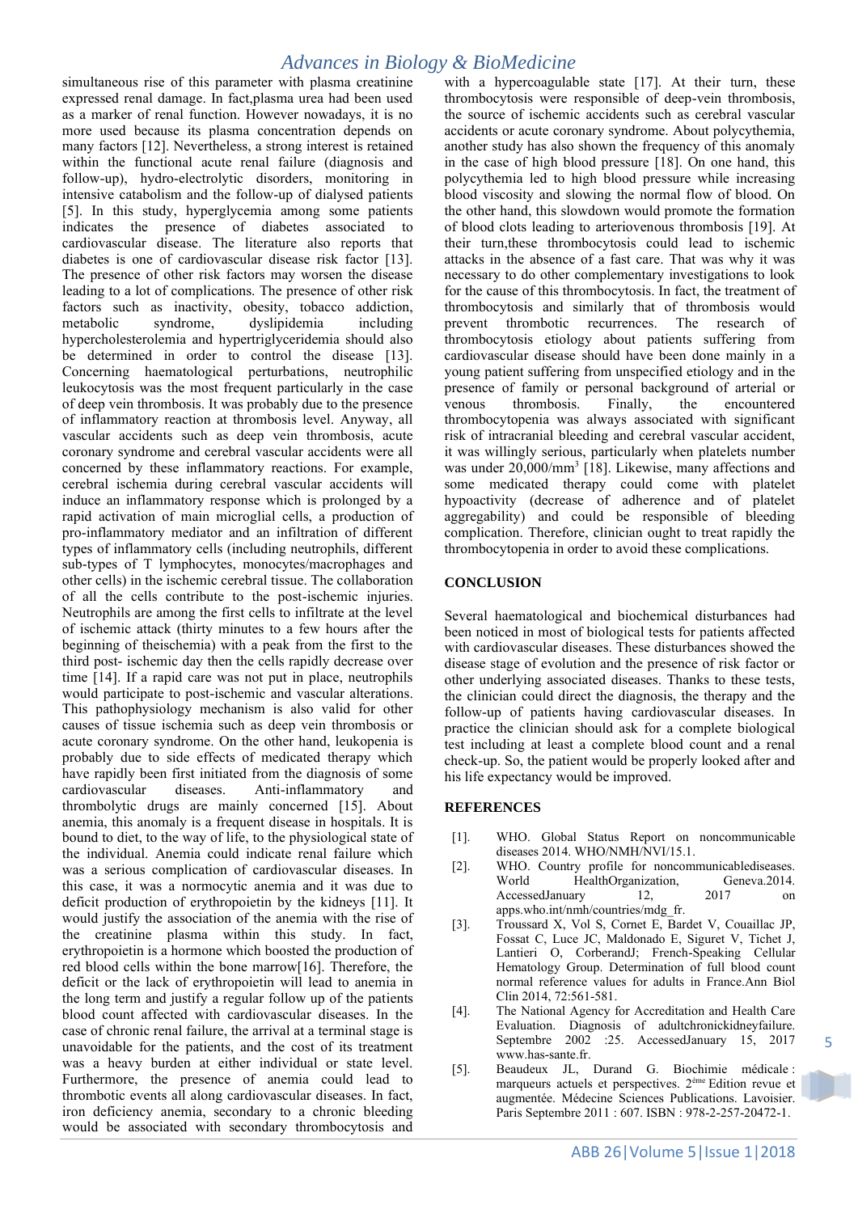simultaneous rise of this parameter with plasma creatinine expressed renal damage. In fact,plasma urea had been used as a marker of renal function. However nowadays, it is no more used because its plasma concentration depends on many factors [12]. Nevertheless, a strong interest is retained within the functional acute renal failure (diagnosis and follow-up), hydro-electrolytic disorders, monitoring in intensive catabolism and the follow-up of dialysed patients [5]. In this study, hyperglycemia among some patients indicates the presence of diabetes associated to cardiovascular disease. The literature also reports that diabetes is one of cardiovascular disease risk factor [13]. The presence of other risk factors may worsen the disease leading to a lot of complications. The presence of other risk factors such as inactivity, obesity, tobacco addiction, metabolic syndrome, dyslipidemia including hypercholesterolemia and hypertriglyceridemia should also be determined in order to control the disease [13]. Concerning haematological perturbations, neutrophilic leukocytosis was the most frequent particularly in the case of deep vein thrombosis. It was probably due to the presence of inflammatory reaction at thrombosis level. Anyway, all vascular accidents such as deep vein thrombosis, acute coronary syndrome and cerebral vascular accidents were all concerned by these inflammatory reactions. For example, cerebral ischemia during cerebral vascular accidents will induce an inflammatory response which is prolonged by a rapid activation of main microglial cells, a production of pro-inflammatory mediator and an infiltration of different types of inflammatory cells (including neutrophils, different sub-types of T lymphocytes, monocytes/macrophages and other cells) in the ischemic cerebral tissue. The collaboration of all the cells contribute to the post-ischemic injuries. Neutrophils are among the first cells to infiltrate at the level of ischemic attack (thirty minutes to a few hours after the beginning of theischemia) with a peak from the first to the third post- ischemic day then the cells rapidly decrease over time [14]. If a rapid care was not put in place, neutrophils would participate to post-ischemic and vascular alterations. This pathophysiology mechanism is also valid for other causes of tissue ischemia such as deep vein thrombosis or acute coronary syndrome. On the other hand, leukopenia is probably due to side effects of medicated therapy which have rapidly been first initiated from the diagnosis of some cardiovascular diseases. Anti-inflammatory and thrombolytic drugs are mainly concerned [15]. About anemia, this anomaly is a frequent disease in hospitals. It is bound to diet, to the way of life, to the physiological state of the individual. Anemia could indicate renal failure which was a serious complication of cardiovascular diseases. In this case, it was a normocytic anemia and it was due to deficit production of erythropoietin by the kidneys [11]. It would justify the association of the anemia with the rise of the creatinine plasma within this study. In fact, erythropoietin is a hormone which boosted the production of red blood cells within the bone marrow[16]. Therefore, the deficit or the lack of erythropoietin will lead to anemia in the long term and justify a regular follow up of the patients blood count affected with cardiovascular diseases. In the case of chronic renal failure, the arrival at a terminal stage is unavoidable for the patients, and the cost of its treatment was a heavy burden at either individual or state level. Furthermore, the presence of anemia could lead to thrombotic events all along cardiovascular diseases. In fact, iron deficiency anemia, secondary to a chronic bleeding would be associated with secondary thrombocytosis and with a hypercoagulable state [17]. At their turn, these thrombocytosis were responsible of deep-vein thrombosis, the source of ischemic accidents such as cerebral vascular accidents or acute coronary syndrome. About polycythemia, another study has also shown the frequency of this anomaly in the case of high blood pressure [18]. On one hand, this polycythemia led to high blood pressure while increasing blood viscosity and slowing the normal flow of blood. On the other hand, this slowdown would promote the formation of blood clots leading to arteriovenous thrombosis [19]. At their turn,these thrombocytosis could lead to ischemic attacks in the absence of a fast care. That was why it was necessary to do other complementary investigations to look for the cause of this thrombocytosis. In fact, the treatment of thrombocytosis and similarly that of thrombosis would prevent thrombotic recurrences. The research of thrombocytosis etiology about patients suffering from cardiovascular disease should have been done mainly in a young patient suffering from unspecified etiology and in the presence of family or personal background of arterial or venous thrombosis. Finally, the encountered thrombocytopenia was always associated with significant risk of intracranial bleeding and cerebral vascular accident, it was willingly serious, particularly when platelets number was under 20,000/mm$^3$ [18]. Likewise, many affections and some medicated therapy could come with platelet hypoactivity (decrease of adherence and of platelet aggregability) and could be responsible of bleeding complication. Therefore, clinician ought to treat rapidly the thrombocytopenia in order to avoid these complications.

## CONCLUSION

Several haematological and biochemical disturbances had been noticed in most of biological tests for patients affected with cardiovascular diseases. These disturbances showed the disease stage of evolution and the presence of risk factor or other underlying associated diseases. Thanks to these tests, the clinician could direct the diagnosis, the therapy and the follow-up of patients having cardiovascular diseases. In practice the clinician should ask for a complete biological test including at least a complete blood count and a renal check-up. So, the patient would be properly looked after and his life expectancy would be improved.

## REFERENCES

[1]. WHO. Global Status Report on noncommunicable diseases 2014. WHO/NMH/NVI/15.1.

[2]. WHO. Country profile for noncommunicablediseases. World HealthOrganization, Geneva.2014. AccessedJanuary 12, 2017 on apps.who.int/nmh/countries/mdg_fr.

[3]. Troussard X, Vol S, Cornet E, Bardet V, Couaillac JP, Fossat C, Luce JC, Maldonado E, Siguret V, Tichet J, Lantieri O, CorberandJ; French-Speaking Cellular Hematology Group. Determination of full blood count normal reference values for adults in France.Ann Biol Clin 2014, 72:561-581.

[4]. The National Agency for Accreditation and Health Care Evaluation. Diagnosis of adultchronickidneyfailure. Septembre 2002 :25. AccessedJanuary 15, 2017 www.has-sante.fr.

[5]. Beaudeux JL, Durand G. Biochimie médicale : marqueurs actuels et perspectives. 2ème Edition revue et augmentée. Médecine Sciences Publications. Lavoisier. Paris Septembre 2011 : 607. ISBN : 978-2-257-20472-1.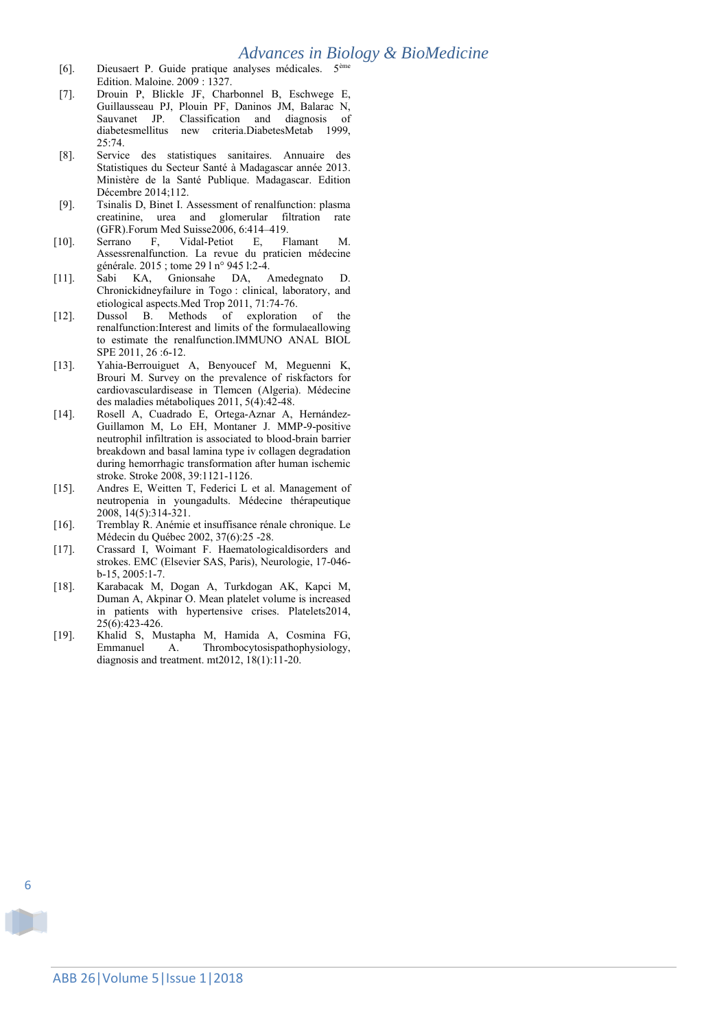[6]. Dieusaert P. Guide pratique analyses médicales. 5ème Edition. Maloine. 2009 : 1327.

[7]. Drouin P, Blickle JF, Charbonnel B, Eschwege E, Guillausseau PJ, Plouin PF, Daninos JM, Balarac N, Sauvanet JP. Classification and diagnosis of diabetesmellitus new criteria.DiabetesMetab 1999, 25:74.

[8]. Service des statistiques sanitaires. Annuaire des Statistiques du Secteur Santé à Madagascar année 2013. Ministère de la Santé Publique. Madagascar. Edition Décembre 2014;112.

[9]. Tsinalis D, Binet I. Assessment of renalfunction: plasma creatinine, urea and glomerular filtration rate (GFR).Forum Med Suisse2006, 6:414–419.

[10]. Serrano F, Vidal-Petiot E, Flamant M. Assessrenalfunction. La revue du praticien médecine générale. 2015 ; tome 29 l n° 945 l:2-4.

[11]. Sabi KA, Gnionsahe DA, Amedegnato D. Chronickidneyfailure in Togo : clinical, laboratory, and etiological aspects.Med Trop 2011, 71:74-76.

[12]. Dussol B. Methods of exploration of the renalfunction:Interest and limits of the formulaeallowing to estimate the renalfunction.IMMUNO ANAL BIOL SPE 2011, 26 :6-12.

[13]. Yahia-Berrouiguet A, Benyoucef M, Meguenni K, Brouri M. Survey on the prevalence of riskfactors for cardiovasculardisease in Tlemcen (Algeria). Médecine des maladies métaboliques 2011, 5(4):42-48.

[14]. Rosell A, Cuadrado E, Ortega-Aznar A, Hernández-Guillamon M, Lo EH, Montaner J. MMP-9-positive neutrophil infiltration is associated to blood-brain barrier breakdown and basal lamina type iv collagen degradation during hemorrhagic transformation after human ischemic stroke. Stroke 2008, 39:1121-1126.

[15]. Andres E, Weitten T, Federici L et al. Management of neutropenia in youngadults. Médecine thérapeutique 2008, 14(5):314-321.

[16]. Tremblay R. Anémie et insuffisance rénale chronique. Le Médecin du Québec 2002, 37(6):25 -28.

[17]. Crassard I, Woimant F. Haematologicaldisorders and strokes. EMC (Elsevier SAS, Paris), Neurologie, 17-046-b-15, 2005:1-7.

[18]. Karabacak M, Dogan A, Turkdogan AK, Kapci M, Duman A, Akpinar O. Mean platelet volume is increased in patients with hypertensive crises. Platelets2014, 25(6):423-426.

[19]. Khalid S, Mustapha M, Hamida A, Cosmina FG, Emmanuel A. Thrombocytosispathophysiology, diagnosis and treatment. mt2012, 18(1):11-20.